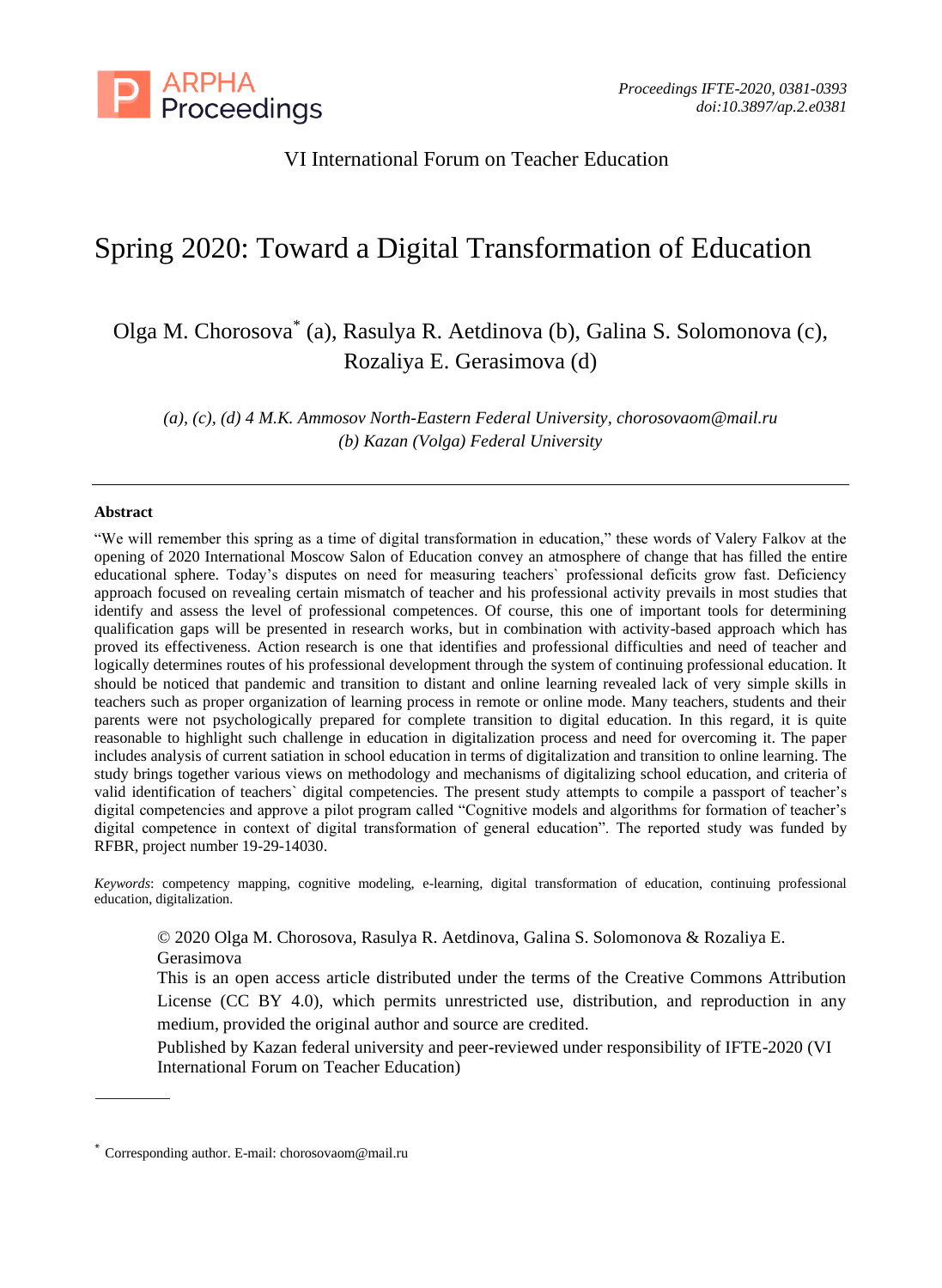VI International Forum on Teacher Education

# Spring 2020: Toward a Digital Transformation of Education

Olga M. Chorosova* (a), Rasulya R. Aetdinova (b), Galina S. Solomonova (c), Rozaliya E. Gerasimova (d)

*(a), (c), (d) 4 M.K. Ammosov North-Eastern Federal University, chorosovaom@mail.ru*
*(b) Kazan (Volga) Federal University*

---

**Abstract**

"We will remember this spring as a time of digital transformation in education," these words of Valery Falkov at the opening of 2020 International Moscow Salon of Education convey an atmosphere of change that has filled the entire educational sphere. Today's disputes on need for measuring teachers` professional deficits grow fast. Deficiency approach focused on revealing certain mismatch of teacher and his professional activity prevails in most studies that identify and assess the level of professional competences. Of course, this one of important tools for determining qualification gaps will be presented in research works, but in combination with activity-based approach which has proved its effectiveness. Action research is one that identifies and professional difficulties and need of teacher and logically determines routes of his professional development through the system of continuing professional education. It should be noticed that pandemic and transition to distant and online learning revealed lack of very simple skills in teachers such as proper organization of learning process in remote or online mode. Many teachers, students and their parents were not psychologically prepared for complete transition to digital education. In this regard, it is quite reasonable to highlight such challenge in education in digitalization process and need for overcoming it. The paper includes analysis of current satiation in school education in terms of digitalization and transition to online learning. The study brings together various views on methodology and mechanisms of digitalizing school education, and criteria of valid identification of teachers` digital competencies. The present study attempts to compile a passport of teacher's digital competencies and approve a pilot program called "Cognitive models and algorithms for formation of teacher's digital competence in context of digital transformation of general education". The reported study was funded by RFBR, project number 19-29-14030.

*Keywords*: competency mapping, cognitive modeling, e-learning, digital transformation of education, continuing professional education, digitalization.

© 2020 Olga M. Chorosova, Rasulya R. Aetdinova, Galina S. Solomonova & Rozaliya E. Gerasimova
This is an open access article distributed under the terms of the Creative Commons Attribution License (CC BY 4.0), which permits unrestricted use, distribution, and reproduction in any medium, provided the original author and source are credited.
Published by Kazan federal university and peer-reviewed under responsibility of IFTE-2020 (VI International Forum on Teacher Education)

---

* Corresponding author. E-mail: chorosovaom@mail.ru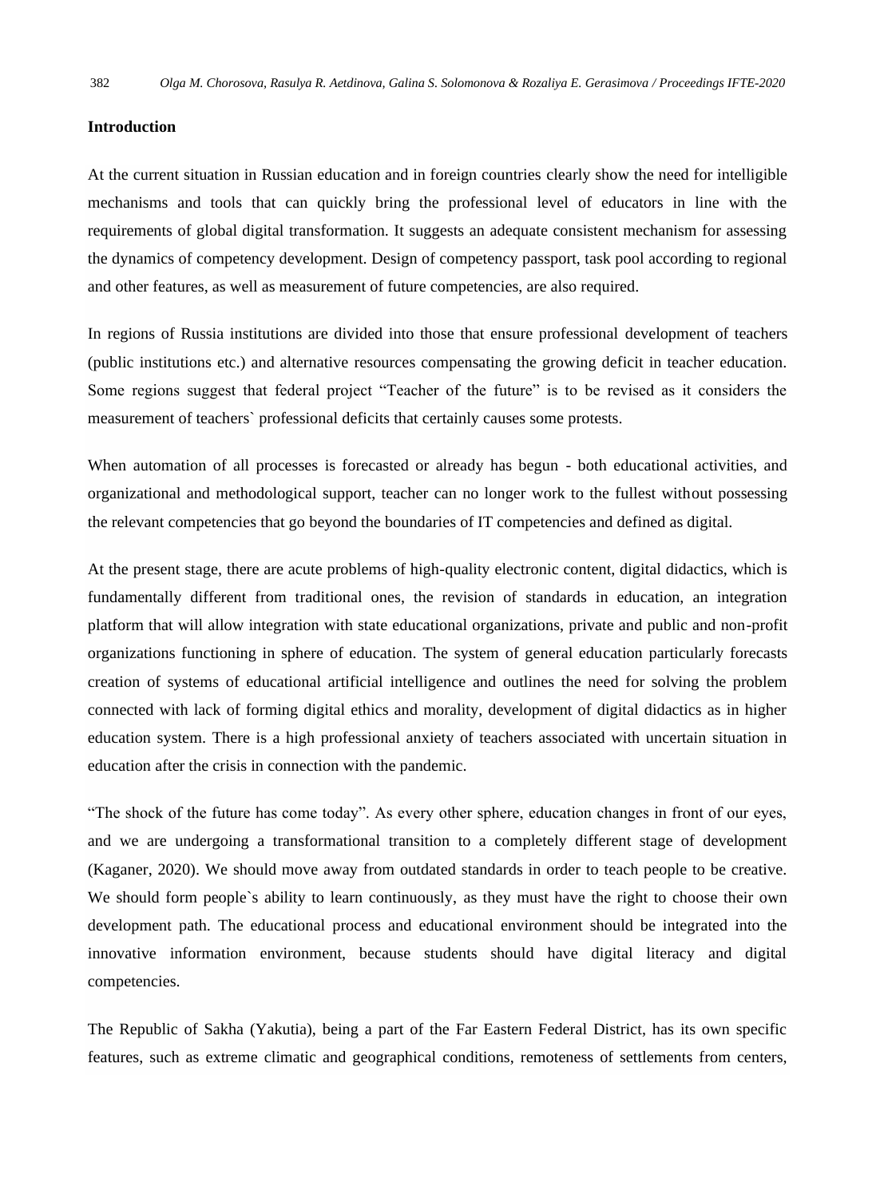## Introduction

At the current situation in Russian education and in foreign countries clearly show the need for intelligible mechanisms and tools that can quickly bring the professional level of educators in line with the requirements of global digital transformation. It suggests an adequate consistent mechanism for assessing the dynamics of competency development. Design of competency passport, task pool according to regional and other features, as well as measurement of future competencies, are also required.

In regions of Russia institutions are divided into those that ensure professional development of teachers (public institutions etc.) and alternative resources compensating the growing deficit in teacher education. Some regions suggest that federal project "Teacher of the future" is to be revised as it considers the measurement of teachers` professional deficits that certainly causes some protests.

When automation of all processes is forecasted or already has begun - both educational activities, and organizational and methodological support, teacher can no longer work to the fullest without possessing the relevant competencies that go beyond the boundaries of IT competencies and defined as digital.

At the present stage, there are acute problems of high-quality electronic content, digital didactics, which is fundamentally different from traditional ones, the revision of standards in education, an integration platform that will allow integration with state educational organizations, private and public and non-profit organizations functioning in sphere of education. The system of general education particularly forecasts creation of systems of educational artificial intelligence and outlines the need for solving the problem connected with lack of forming digital ethics and morality, development of digital didactics as in higher education system. There is a high professional anxiety of teachers associated with uncertain situation in education after the crisis in connection with the pandemic.

"The shock of the future has come today". As every other sphere, education changes in front of our eyes, and we are undergoing a transformational transition to a completely different stage of development (Kaganer, 2020). We should move away from outdated standards in order to teach people to be creative. We should form people`s ability to learn continuously, as they must have the right to choose their own development path. The educational process and educational environment should be integrated into the innovative information environment, because students should have digital literacy and digital competencies.

The Republic of Sakha (Yakutia), being a part of the Far Eastern Federal District, has its own specific features, such as extreme climatic and geographical conditions, remoteness of settlements from centers,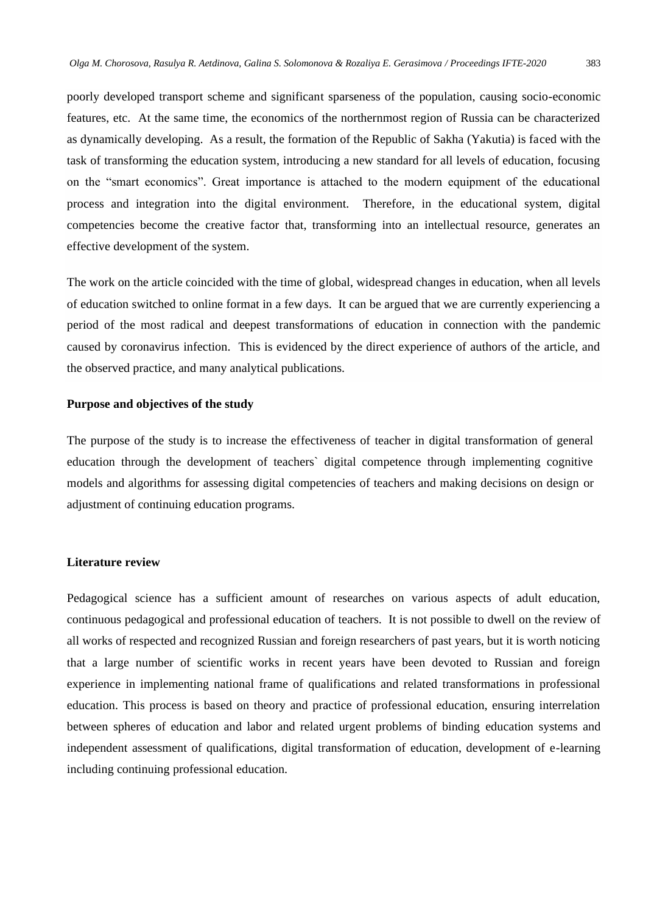poorly developed transport scheme and significant sparseness of the population, causing socio-economic features, etc. At the same time, the economics of the northernmost region of Russia can be characterized as dynamically developing. As a result, the formation of the Republic of Sakha (Yakutia) is faced with the task of transforming the education system, introducing a new standard for all levels of education, focusing on the "smart economics". Great importance is attached to the modern equipment of the educational process and integration into the digital environment. Therefore, in the educational system, digital competencies become the creative factor that, transforming into an intellectual resource, generates an effective development of the system.

The work on the article coincided with the time of global, widespread changes in education, when all levels of education switched to online format in a few days. It can be argued that we are currently experiencing a period of the most radical and deepest transformations of education in connection with the pandemic caused by coronavirus infection. This is evidenced by the direct experience of authors of the article, and the observed practice, and many analytical publications.

**Purpose and objectives of the study**

The purpose of the study is to increase the effectiveness of teacher in digital transformation of general education through the development of teachers` digital competence through implementing cognitive models and algorithms for assessing digital competencies of teachers and making decisions on design or adjustment of continuing education programs.

**Literature review**

Pedagogical science has a sufficient amount of researches on various aspects of adult education, continuous pedagogical and professional education of teachers. It is not possible to dwell on the review of all works of respected and recognized Russian and foreign researchers of past years, but it is worth noticing that a large number of scientific works in recent years have been devoted to Russian and foreign experience in implementing national frame of qualifications and related transformations in professional education. This process is based on theory and practice of professional education, ensuring interrelation between spheres of education and labor and related urgent problems of binding education systems and independent assessment of qualifications, digital transformation of education, development of e-learning including continuing professional education.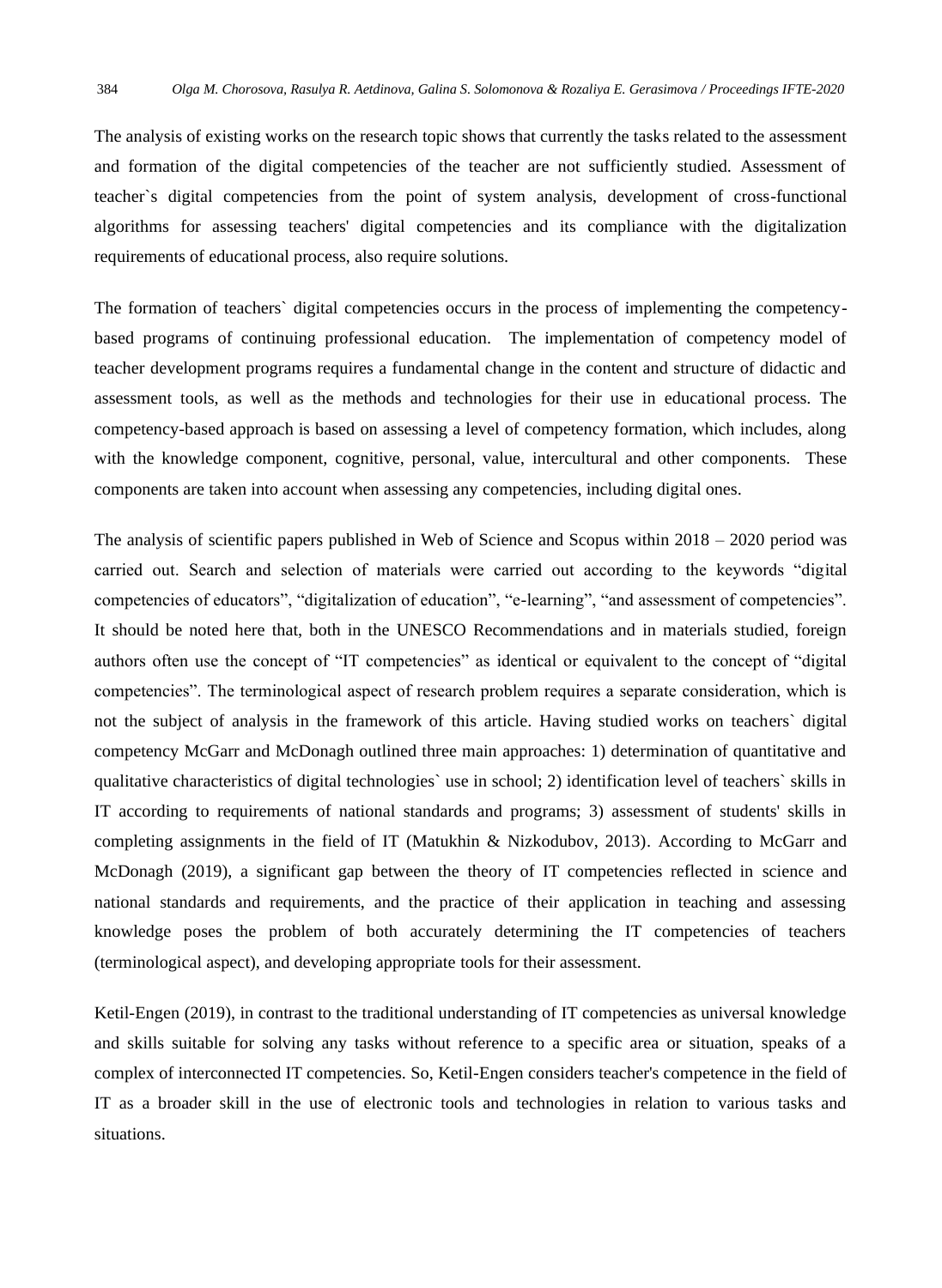The analysis of existing works on the research topic shows that currently the tasks related to the assessment and formation of the digital competencies of the teacher are not sufficiently studied. Assessment of teacher`s digital competencies from the point of system analysis, development of cross-functional algorithms for assessing teachers' digital competencies and its compliance with the digitalization requirements of educational process, also require solutions.

The formation of teachers` digital competencies occurs in the process of implementing the competency-based programs of continuing professional education. The implementation of competency model of teacher development programs requires a fundamental change in the content and structure of didactic and assessment tools, as well as the methods and technologies for their use in educational process. The competency-based approach is based on assessing a level of competency formation, which includes, along with the knowledge component, cognitive, personal, value, intercultural and other components. These components are taken into account when assessing any competencies, including digital ones.

The analysis of scientific papers published in Web of Science and Scopus within 2018 – 2020 period was carried out. Search and selection of materials were carried out according to the keywords "digital competencies of educators", "digitalization of education", "e-learning", "and assessment of competencies". It should be noted here that, both in the UNESCO Recommendations and in materials studied, foreign authors often use the concept of "IT competencies" as identical or equivalent to the concept of "digital competencies". The terminological aspect of research problem requires a separate consideration, which is not the subject of analysis in the framework of this article. Having studied works on teachers` digital competency McGarr and McDonagh outlined three main approaches: 1) determination of quantitative and qualitative characteristics of digital technologies` use in school; 2) identification level of teachers` skills in IT according to requirements of national standards and programs; 3) assessment of students' skills in completing assignments in the field of IT (Matukhin & Nizkodubov, 2013). According to McGarr and McDonagh (2019), a significant gap between the theory of IT competencies reflected in science and national standards and requirements, and the practice of their application in teaching and assessing knowledge poses the problem of both accurately determining the IT competencies of teachers (terminological aspect), and developing appropriate tools for their assessment.

Ketil-Engen (2019), in contrast to the traditional understanding of IT competencies as universal knowledge and skills suitable for solving any tasks without reference to a specific area or situation, speaks of a complex of interconnected IT competencies. So, Ketil-Engen considers teacher's competence in the field of IT as a broader skill in the use of electronic tools and technologies in relation to various tasks and situations.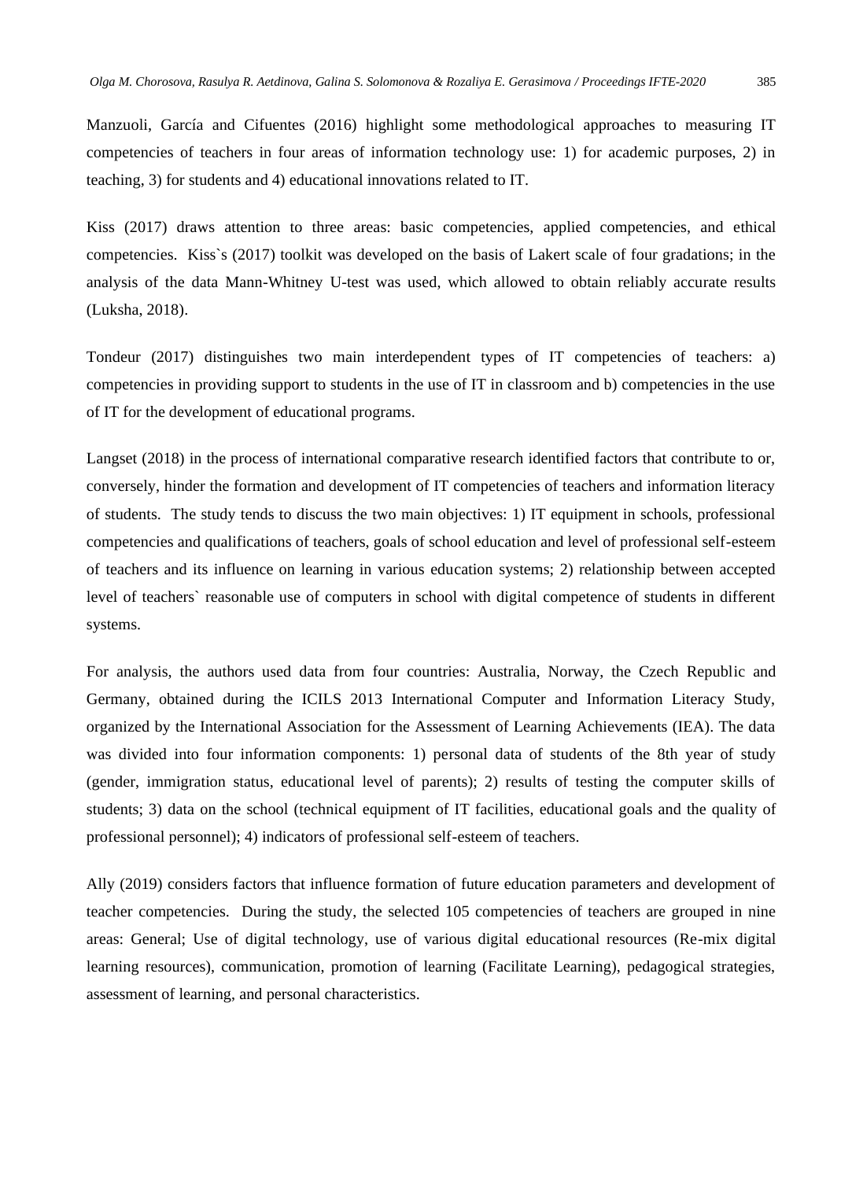Manzuoli, García and Cifuentes (2016) highlight some methodological approaches to measuring IT competencies of teachers in four areas of information technology use: 1) for academic purposes, 2) in teaching, 3) for students and 4) educational innovations related to IT.

Kiss (2017) draws attention to three areas: basic competencies, applied competencies, and ethical competencies. Kiss`s (2017) toolkit was developed on the basis of Lakert scale of four gradations; in the analysis of the data Mann-Whitney U-test was used, which allowed to obtain reliably accurate results (Luksha, 2018).

Tondeur (2017) distinguishes two main interdependent types of IT competencies of teachers: a) competencies in providing support to students in the use of IT in classroom and b) competencies in the use of IT for the development of educational programs.

Langset (2018) in the process of international comparative research identified factors that contribute to or, conversely, hinder the formation and development of IT competencies of teachers and information literacy of students. The study tends to discuss the two main objectives: 1) IT equipment in schools, professional competencies and qualifications of teachers, goals of school education and level of professional self-esteem of teachers and its influence on learning in various education systems; 2) relationship between accepted level of teachers` reasonable use of computers in school with digital competence of students in different systems.

For analysis, the authors used data from four countries: Australia, Norway, the Czech Republic and Germany, obtained during the ICILS 2013 International Computer and Information Literacy Study, organized by the International Association for the Assessment of Learning Achievements (IEA). The data was divided into four information components: 1) personal data of students of the 8th year of study (gender, immigration status, educational level of parents); 2) results of testing the computer skills of students; 3) data on the school (technical equipment of IT facilities, educational goals and the quality of professional personnel); 4) indicators of professional self-esteem of teachers.

Ally (2019) considers factors that influence formation of future education parameters and development of teacher competencies. During the study, the selected 105 competencies of teachers are grouped in nine areas: General; Use of digital technology, use of various digital educational resources (Re-mix digital learning resources), communication, promotion of learning (Facilitate Learning), pedagogical strategies, assessment of learning, and personal characteristics.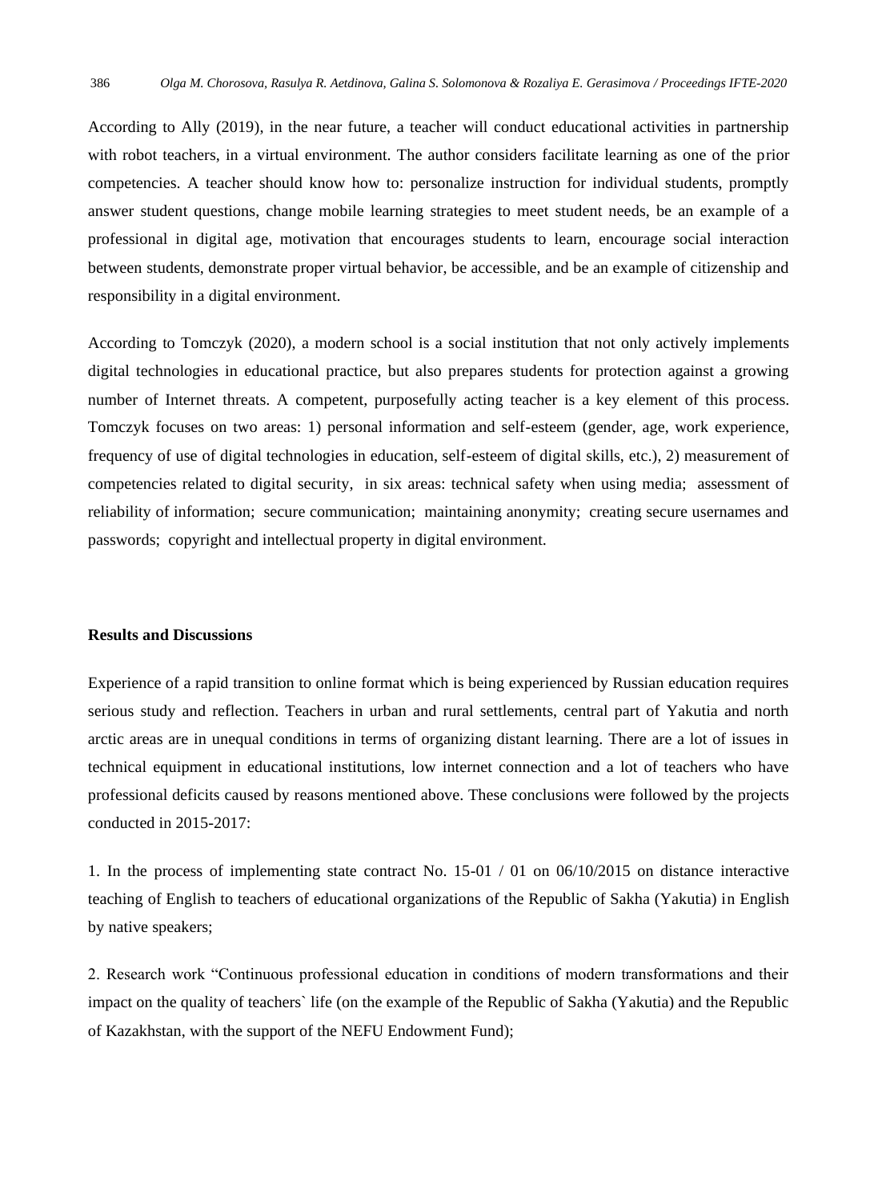According to Ally (2019), in the near future, a teacher will conduct educational activities in partnership with robot teachers, in a virtual environment. The author considers facilitate learning as one of the prior competencies. A teacher should know how to: personalize instruction for individual students, promptly answer student questions, change mobile learning strategies to meet student needs, be an example of a professional in digital age, motivation that encourages students to learn, encourage social interaction between students, demonstrate proper virtual behavior, be accessible, and be an example of citizenship and responsibility in a digital environment.

According to Tomczyk (2020), a modern school is a social institution that not only actively implements digital technologies in educational practice, but also prepares students for protection against a growing number of Internet threats. A competent, purposefully acting teacher is a key element of this process. Tomczyk focuses on two areas: 1) personal information and self-esteem (gender, age, work experience, frequency of use of digital technologies in education, self-esteem of digital skills, etc.), 2) measurement of competencies related to digital security, in six areas: technical safety when using media; assessment of reliability of information; secure communication; maintaining anonymity; creating secure usernames and passwords; copyright and intellectual property in digital environment.

**Results and Discussions**

Experience of a rapid transition to online format which is being experienced by Russian education requires serious study and reflection. Teachers in urban and rural settlements, central part of Yakutia and north arctic areas are in unequal conditions in terms of organizing distant learning. There are a lot of issues in technical equipment in educational institutions, low internet connection and a lot of teachers who have professional deficits caused by reasons mentioned above. These conclusions were followed by the projects conducted in 2015-2017:

1. In the process of implementing state contract No. 15-01 / 01 on 06/10/2015 on distance interactive teaching of English to teachers of educational organizations of the Republic of Sakha (Yakutia) in English by native speakers;

2. Research work "Continuous professional education in conditions of modern transformations and their impact on the quality of teachers` life (on the example of the Republic of Sakha (Yakutia) and the Republic of Kazakhstan, with the support of the NEFU Endowment Fund);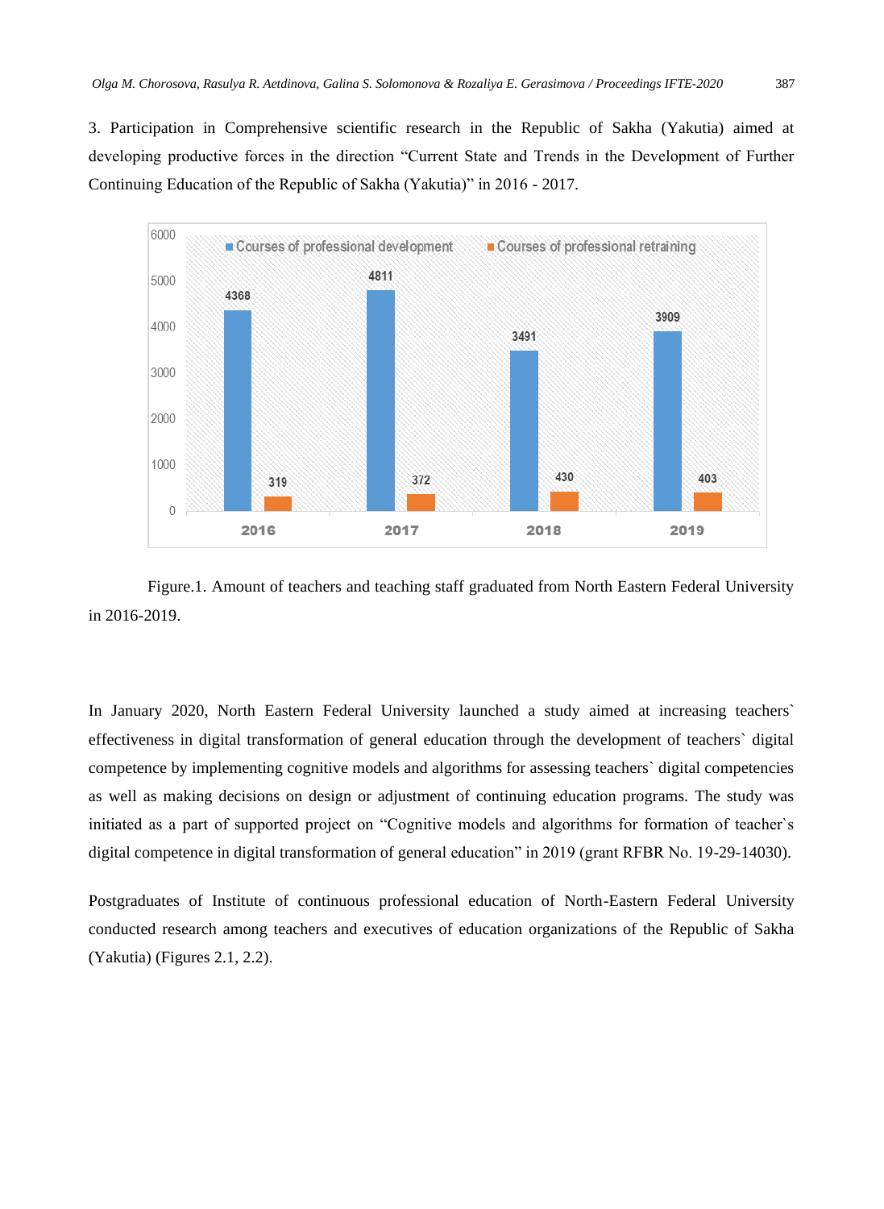3. Participation in Comprehensive scientific research in the Republic of Sakha (Yakutia) aimed at developing productive forces in the direction "Current State and Trends in the Development of Further Continuing Education of the Republic of Sakha (Yakutia)" in 2016 - 2017.

| | Courses of professional development | Courses of professional retraining |
|---|---|---|
| 2016 | 4368 | 319 |
| 2017 | 4811 | 372 |
| 2018 | 3491 | 430 |
| 2019 | 3909 | 403 |

Figure.1. Amount of teachers and teaching staff graduated from North Eastern Federal University in 2016-2019.

In January 2020, North Eastern Federal University launched a study aimed at increasing teachers` effectiveness in digital transformation of general education through the development of teachers` digital competence by implementing cognitive models and algorithms for assessing teachers` digital competencies as well as making decisions on design or adjustment of continuing education programs. The study was initiated as a part of supported project on "Cognitive models and algorithms for formation of teacher`s digital competence in digital transformation of general education" in 2019 (grant RFBR No. 19-29-14030).

Postgraduates of Institute of continuous professional education of North-Eastern Federal University conducted research among teachers and executives of education organizations of the Republic of Sakha (Yakutia) (Figures 2.1, 2.2).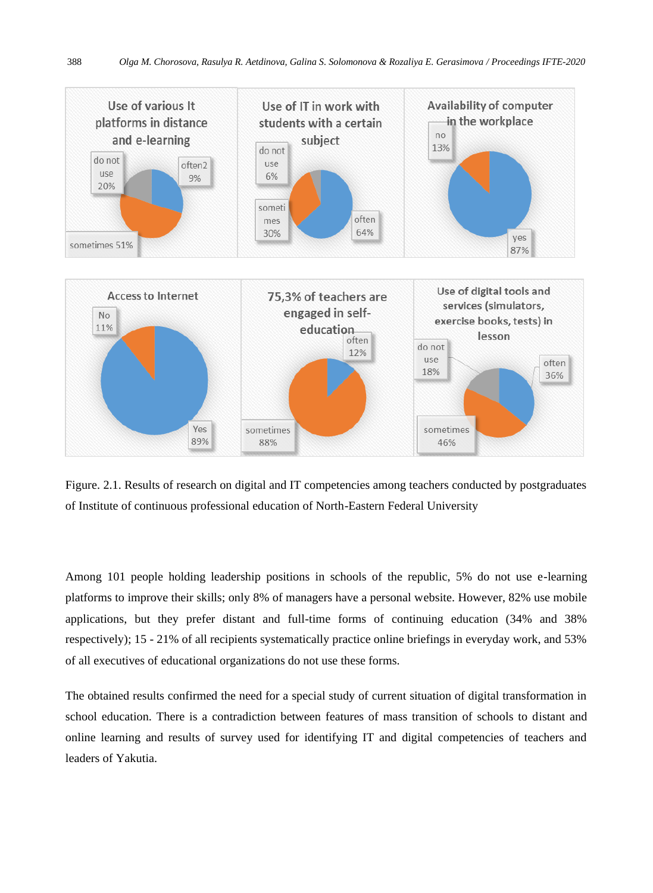Figure. 2.1. Results of research on digital and IT competencies among teachers conducted by postgraduates of Institute of continuous professional education of North-Eastern Federal University

Among 101 people holding leadership positions in schools of the republic, 5% do not use e-learning platforms to improve their skills; only 8% of managers have a personal website. However, 82% use mobile applications, but they prefer distant and full-time forms of continuing education (34% and 38% respectively); 15 - 21% of all recipients systematically practice online briefings in everyday work, and 53% of all executives of educational organizations do not use these forms.

The obtained results confirmed the need for a special study of current situation of digital transformation in school education. There is a contradiction between features of mass transition of schools to distant and online learning and results of survey used for identifying IT and digital competencies of teachers and leaders of Yakutia.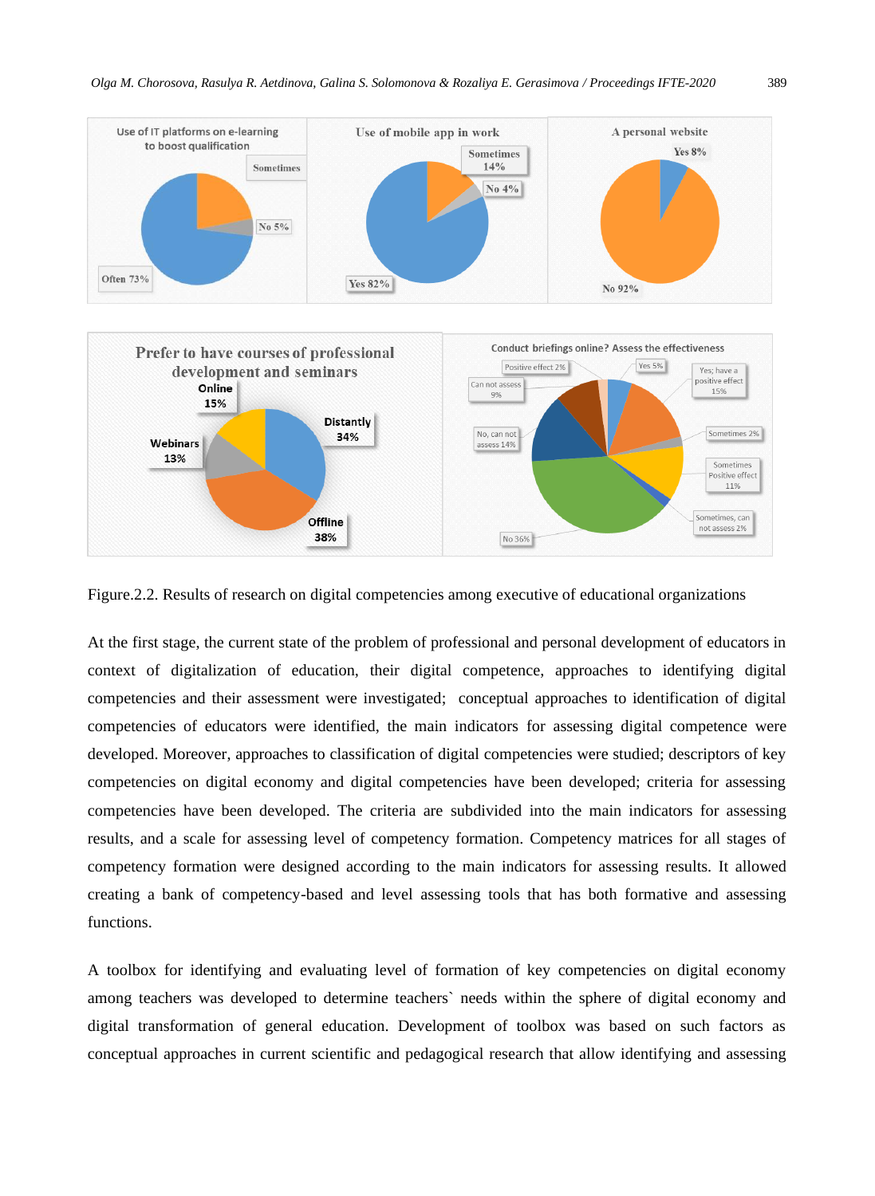Figure.2.2. Results of research on digital competencies among executive of educational organizations

At the first stage, the current state of the problem of professional and personal development of educators in context of digitalization of education, their digital competence, approaches to identifying digital competencies and their assessment were investigated; conceptual approaches to identification of digital competencies of educators were identified, the main indicators for assessing digital competence were developed. Moreover, approaches to classification of digital competencies were studied; descriptors of key competencies on digital economy and digital competencies have been developed; criteria for assessing competencies have been developed. The criteria are subdivided into the main indicators for assessing results, and a scale for assessing level of competency formation. Competency matrices for all stages of competency formation were designed according to the main indicators for assessing results. It allowed creating a bank of competency-based and level assessing tools that has both formative and assessing functions.

A toolbox for identifying and evaluating level of formation of key competencies on digital economy among teachers was developed to determine teachers` needs within the sphere of digital economy and digital transformation of general education. Development of toolbox was based on such factors as conceptual approaches in current scientific and pedagogical research that allow identifying and assessing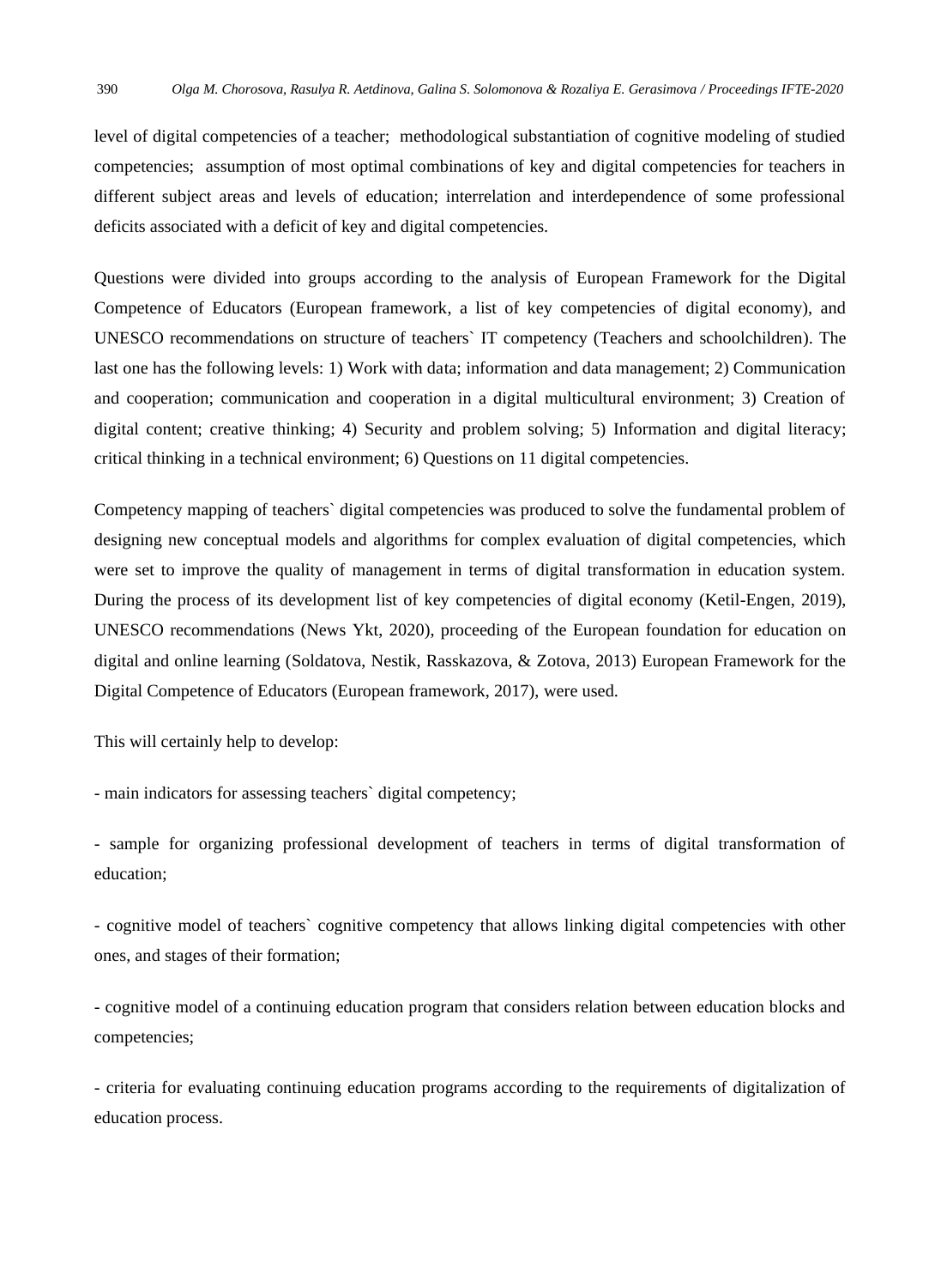level of digital competencies of a teacher; methodological substantiation of cognitive modeling of studied competencies; assumption of most optimal combinations of key and digital competencies for teachers in different subject areas and levels of education; interrelation and interdependence of some professional deficits associated with a deficit of key and digital competencies.

Questions were divided into groups according to the analysis of European Framework for the Digital Competence of Educators (European framework, a list of key competencies of digital economy), and UNESCO recommendations on structure of teachers` IT competency (Teachers and schoolchildren). The last one has the following levels: 1) Work with data; information and data management; 2) Communication and cooperation; communication and cooperation in a digital multicultural environment; 3) Creation of digital content; creative thinking; 4) Security and problem solving; 5) Information and digital literacy; critical thinking in a technical environment; 6) Questions on 11 digital competencies.

Competency mapping of teachers` digital competencies was produced to solve the fundamental problem of designing new conceptual models and algorithms for complex evaluation of digital competencies, which were set to improve the quality of management in terms of digital transformation in education system. During the process of its development list of key competencies of digital economy (Ketil-Engen, 2019), UNESCO recommendations (News Ykt, 2020), proceeding of the European foundation for education on digital and online learning (Soldatova, Nestik, Rasskazova, & Zotova, 2013) European Framework for the Digital Competence of Educators (European framework, 2017), were used.

This will certainly help to develop:

- main indicators for assessing teachers` digital competency;

- sample for organizing professional development of teachers in terms of digital transformation of education;

- cognitive model of teachers` cognitive competency that allows linking digital competencies with other ones, and stages of their formation;

- cognitive model of a continuing education program that considers relation between education blocks and competencies;

- criteria for evaluating continuing education programs according to the requirements of digitalization of education process.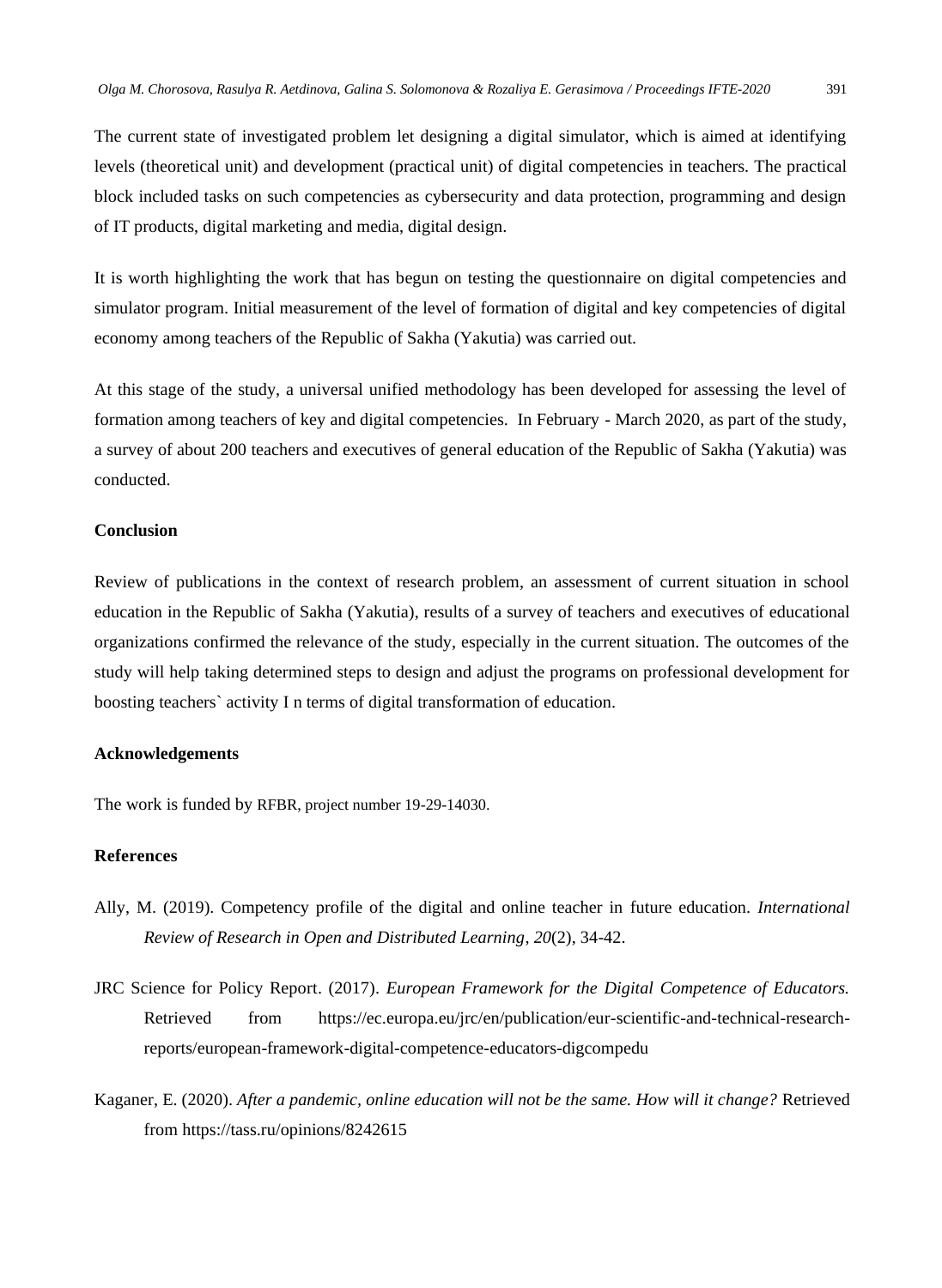The current state of investigated problem let designing a digital simulator, which is aimed at identifying levels (theoretical unit) and development (practical unit) of digital competencies in teachers. The practical block included tasks on such competencies as cybersecurity and data protection, programming and design of IT products, digital marketing and media, digital design.

It is worth highlighting the work that has begun on testing the questionnaire on digital competencies and simulator program. Initial measurement of the level of formation of digital and key competencies of digital economy among teachers of the Republic of Sakha (Yakutia) was carried out.

At this stage of the study, a universal unified methodology has been developed for assessing the level of formation among teachers of key and digital competencies. In February - March 2020, as part of the study, a survey of about 200 teachers and executives of general education of the Republic of Sakha (Yakutia) was conducted.

## Conclusion

Review of publications in the context of research problem, an assessment of current situation in school education in the Republic of Sakha (Yakutia), results of a survey of teachers and executives of educational organizations confirmed the relevance of the study, especially in the current situation. The outcomes of the study will help taking determined steps to design and adjust the programs on professional development for boosting teachers` activity I n terms of digital transformation of education.

## Acknowledgements

The work is funded by RFBR, project number 19-29-14030.

## References

Ally, M. (2019). Competency profile of the digital and online teacher in future education. *International Review of Research in Open and Distributed Learning*, *20*(2), 34-42.

JRC Science for Policy Report. (2017). *European Framework for the Digital Competence of Educators.* Retrieved from https://ec.europa.eu/jrc/en/publication/eur-scientific-and-technical-research-reports/european-framework-digital-competence-educators-digcompedu

Kaganer, E. (2020). *After a pandemic, online education will not be the same. How will it change?* Retrieved from https://tass.ru/opinions/8242615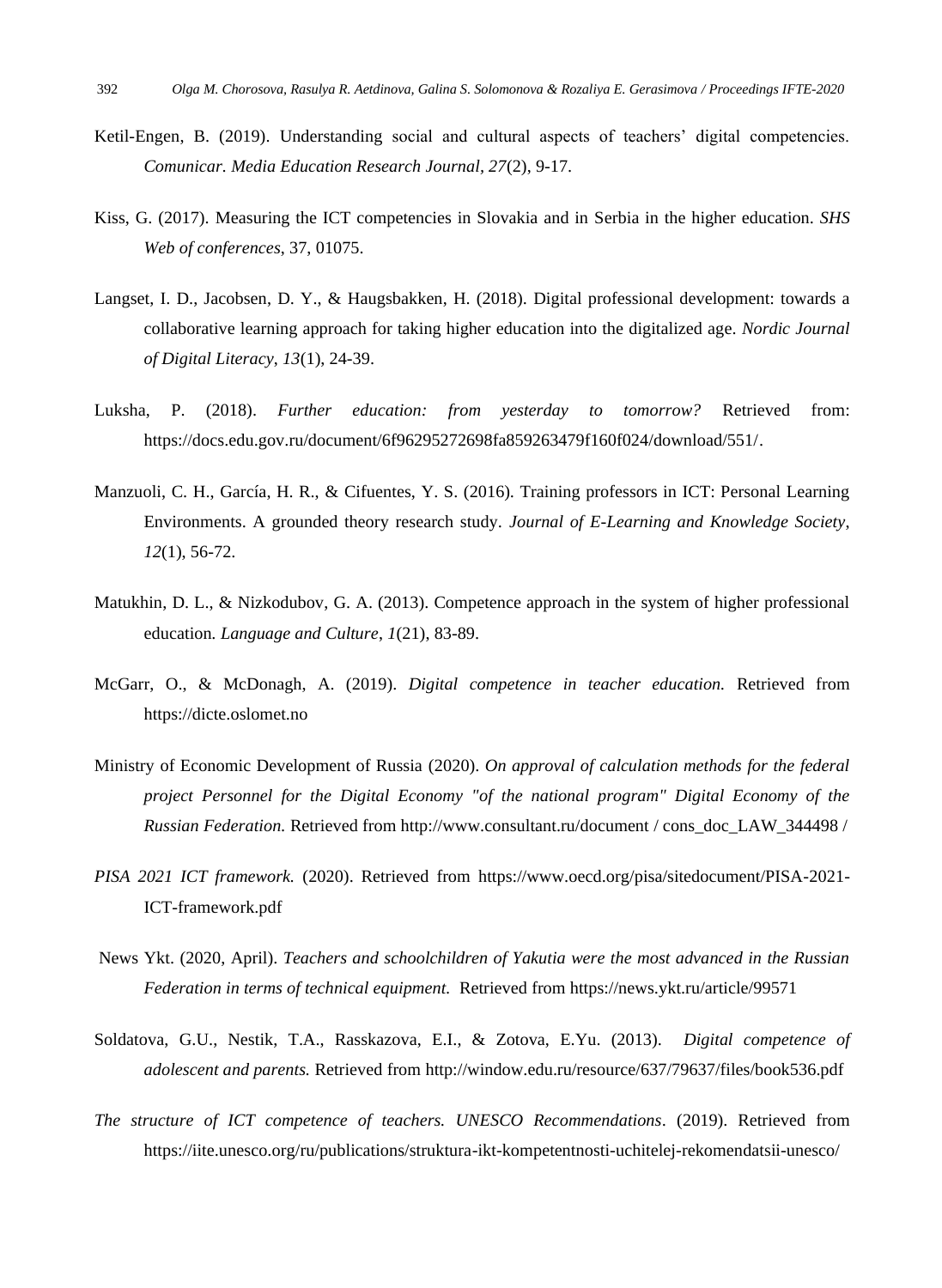Ketil-Engen, B. (2019). Understanding social and cultural aspects of teachers' digital competencies. *Comunicar. Media Education Research Journal*, *27*(2), 9-17.

Kiss, G. (2017). Measuring the ICT competencies in Slovakia and in Serbia in the higher education. *SHS Web of conferences*, 37, 01075.

Langset, I. D., Jacobsen, D. Y., & Haugsbakken, H. (2018). Digital professional development: towards a collaborative learning approach for taking higher education into the digitalized age. *Nordic Journal of Digital Literacy*, *13*(1), 24-39.

Luksha, P. (2018). *Further education: from yesterday to tomorrow?* Retrieved from: https://docs.edu.gov.ru/document/6f96295272698fa859263479f160f024/download/551/.

Manzuoli, C. H., García, H. R., & Cifuentes, Y. S. (2016). Training professors in ICT: Personal Learning Environments. A grounded theory research study. *Journal of E-Learning and Knowledge Society*, *12*(1), 56-72.

Matukhin, D. L., & Nizkodubov, G. A. (2013). Competence approach in the system of higher professional education. *Language and Culture*, *1*(21), 83-89.

McGarr, O., & McDonagh, A. (2019). *Digital competence in teacher education.* Retrieved from https://dicte.oslomet.no

Ministry of Economic Development of Russia (2020). *On approval of calculation methods for the federal project Personnel for the Digital Economy "of the national program" Digital Economy of the Russian Federation.* Retrieved from http://www.consultant.ru/document / cons_doc_LAW_344498 /

*PISA 2021 ICT framework.* (2020). Retrieved from https://www.oecd.org/pisa/sitedocument/PISA-2021-ICT-framework.pdf

News Ykt. (2020, April). *Teachers and schoolchildren of Yakutia were the most advanced in the Russian Federation in terms of technical equipment.* Retrieved from https://news.ykt.ru/article/99571

Soldatova, G.U., Nestik, T.A., Rasskazova, E.I., & Zotova, E.Yu. (2013). *Digital competence of adolescent and parents.* Retrieved from http://window.edu.ru/resource/637/79637/files/book536.pdf

*The structure of ICT competence of teachers. UNESCO Recommendations*. (2019). Retrieved from https://iite.unesco.org/ru/publications/struktura-ikt-kompetentnosti-uchitelej-rekomendatsii-unesco/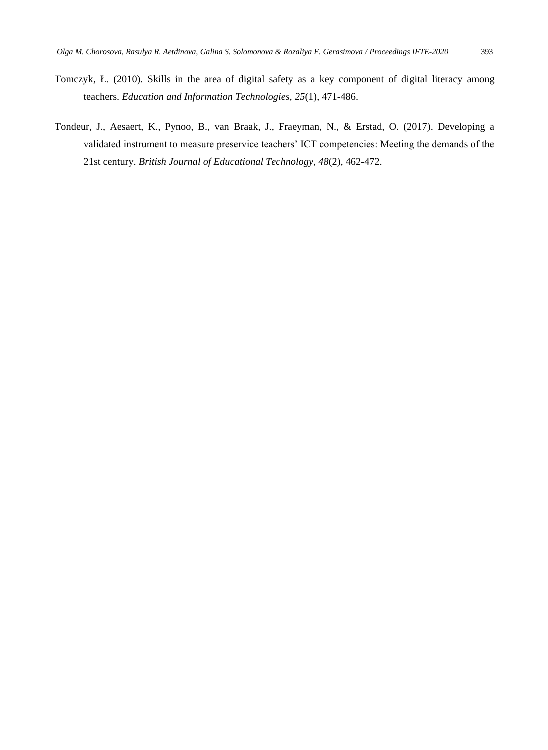Tomczyk, Ł. (2010). Skills in the area of digital safety as a key component of digital literacy among teachers. *Education and Information Technologies, 25*(1), 471-486.

Tondeur, J., Aesaert, K., Pynoo, B., van Braak, J., Fraeyman, N., & Erstad, O. (2017). Developing a validated instrument to measure preservice teachers' ICT competencies: Meeting the demands of the 21st century. *British Journal of Educational Technology*, *48*(2), 462-472.